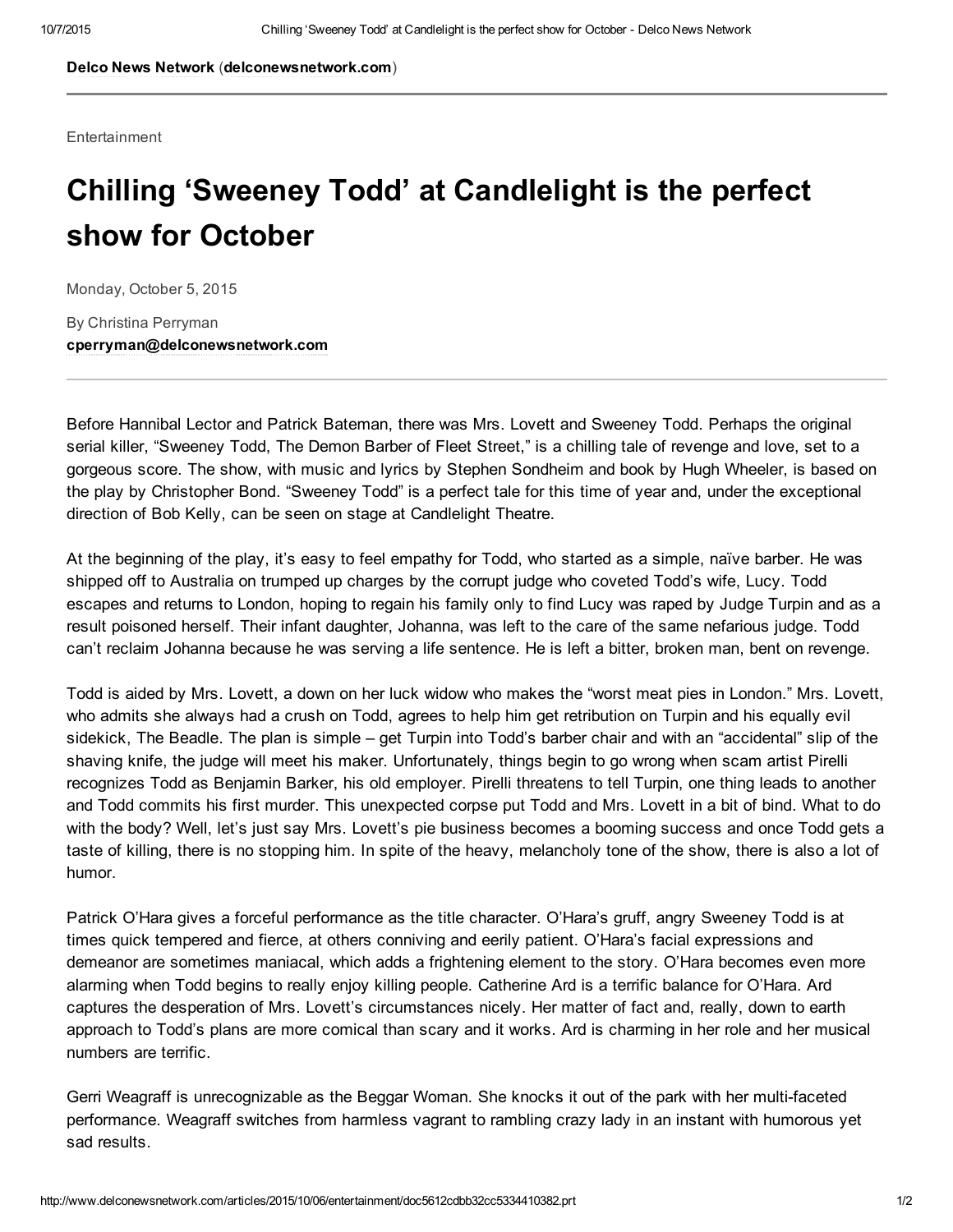**Delco News Network** (**delconewsnetwork.com**)

Entertainment

# Chilling 'Sweeney Todd' at Candlelight is the perfect show for October

Monday, October 5, 2015

By Christina Perryman
**cperryman@delconewsnetwork.com**

---

Before Hannibal Lector and Patrick Bateman, there was Mrs. Lovett and Sweeney Todd. Perhaps the original serial killer, "Sweeney Todd, The Demon Barber of Fleet Street," is a chilling tale of revenge and love, set to a gorgeous score. The show, with music and lyrics by Stephen Sondheim and book by Hugh Wheeler, is based on the play by Christopher Bond. "Sweeney Todd" is a perfect tale for this time of year and, under the exceptional direction of Bob Kelly, can be seen on stage at Candlelight Theatre.

At the beginning of the play, it's easy to feel empathy for Todd, who started as a simple, naïve barber. He was shipped off to Australia on trumped up charges by the corrupt judge who coveted Todd's wife, Lucy. Todd escapes and returns to London, hoping to regain his family only to find Lucy was raped by Judge Turpin and as a result poisoned herself. Their infant daughter, Johanna, was left to the care of the same nefarious judge. Todd can't reclaim Johanna because he was serving a life sentence. He is left a bitter, broken man, bent on revenge.

Todd is aided by Mrs. Lovett, a down on her luck widow who makes the "worst meat pies in London." Mrs. Lovett, who admits she always had a crush on Todd, agrees to help him get retribution on Turpin and his equally evil sidekick, The Beadle. The plan is simple – get Turpin into Todd's barber chair and with an "accidental" slip of the shaving knife, the judge will meet his maker. Unfortunately, things begin to go wrong when scam artist Pirelli recognizes Todd as Benjamin Barker, his old employer. Pirelli threatens to tell Turpin, one thing leads to another and Todd commits his first murder. This unexpected corpse put Todd and Mrs. Lovett in a bit of bind. What to do with the body? Well, let's just say Mrs. Lovett's pie business becomes a booming success and once Todd gets a taste of killing, there is no stopping him. In spite of the heavy, melancholy tone of the show, there is also a lot of humor.

Patrick O'Hara gives a forceful performance as the title character. O'Hara's gruff, angry Sweeney Todd is at times quick tempered and fierce, at others conniving and eerily patient. O'Hara's facial expressions and demeanor are sometimes maniacal, which adds a frightening element to the story. O'Hara becomes even more alarming when Todd begins to really enjoy killing people. Catherine Ard is a terrific balance for O'Hara. Ard captures the desperation of Mrs. Lovett's circumstances nicely. Her matter of fact and, really, down to earth approach to Todd's plans are more comical than scary and it works. Ard is charming in her role and her musical numbers are terrific.

Gerri Weagraff is unrecognizable as the Beggar Woman. She knocks it out of the park with her multi-faceted performance. Weagraff switches from harmless vagrant to rambling crazy lady in an instant with humorous yet sad results.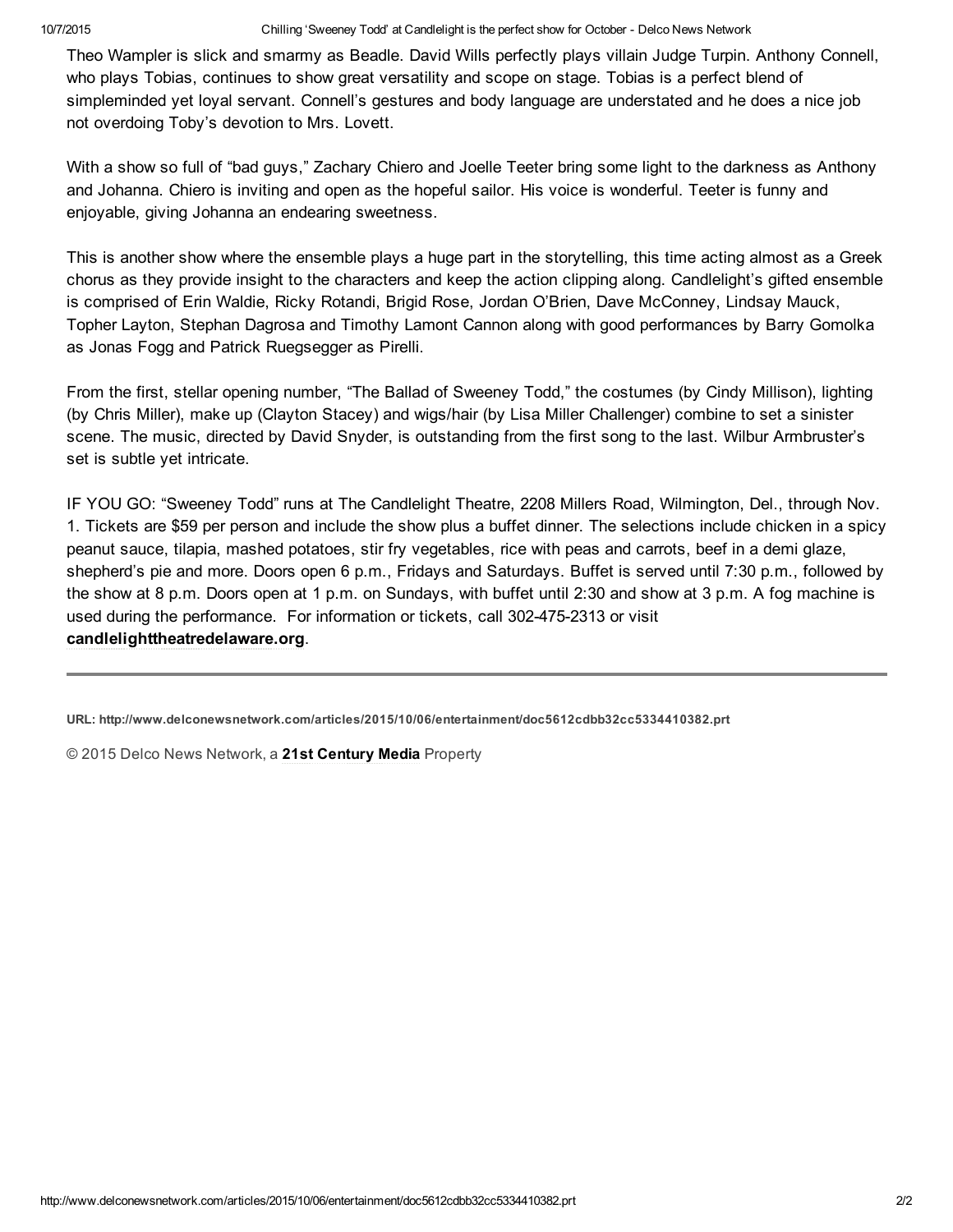Theo Wampler is slick and smarmy as Beadle. David Wills perfectly plays villain Judge Turpin. Anthony Connell, who plays Tobias, continues to show great versatility and scope on stage. Tobias is a perfect blend of simpleminded yet loyal servant. Connell's gestures and body language are understated and he does a nice job not overdoing Toby's devotion to Mrs. Lovett.

With a show so full of "bad guys," Zachary Chiero and Joelle Teeter bring some light to the darkness as Anthony and Johanna. Chiero is inviting and open as the hopeful sailor. His voice is wonderful. Teeter is funny and enjoyable, giving Johanna an endearing sweetness.

This is another show where the ensemble plays a huge part in the storytelling, this time acting almost as a Greek chorus as they provide insight to the characters and keep the action clipping along. Candlelight's gifted ensemble is comprised of Erin Waldie, Ricky Rotandi, Brigid Rose, Jordan O'Brien, Dave McConney, Lindsay Mauck, Topher Layton, Stephan Dagrosa and Timothy Lamont Cannon along with good performances by Barry Gomolka as Jonas Fogg and Patrick Ruegsegger as Pirelli.

From the first, stellar opening number, "The Ballad of Sweeney Todd," the costumes (by Cindy Millison), lighting (by Chris Miller), make up (Clayton Stacey) and wigs/hair (by Lisa Miller Challenger) combine to set a sinister scene. The music, directed by David Snyder, is outstanding from the first song to the last. Wilbur Armbruster's set is subtle yet intricate.

IF YOU GO: "Sweeney Todd" runs at The Candlelight Theatre, 2208 Millers Road, Wilmington, Del., through Nov. 1. Tickets are $59 per person and include the show plus a buffet dinner. The selections include chicken in a spicy peanut sauce, tilapia, mashed potatoes, stir fry vegetables, rice with peas and carrots, beef in a demi glaze, shepherd's pie and more. Doors open 6 p.m., Fridays and Saturdays. Buffet is served until 7:30 p.m., followed by the show at 8 p.m. Doors open at 1 p.m. on Sundays, with buffet until 2:30 and show at 3 p.m. A fog machine is used during the performance. For information or tickets, call 302-475-2313 or visit **candlelighttheatredelaware.org**.

---

**URL: http://www.delconewsnetwork.com/articles/2015/10/06/entertainment/doc5612cdbb32cc5334410382.prt**

© 2015 Delco News Network, a **21st Century Media** Property